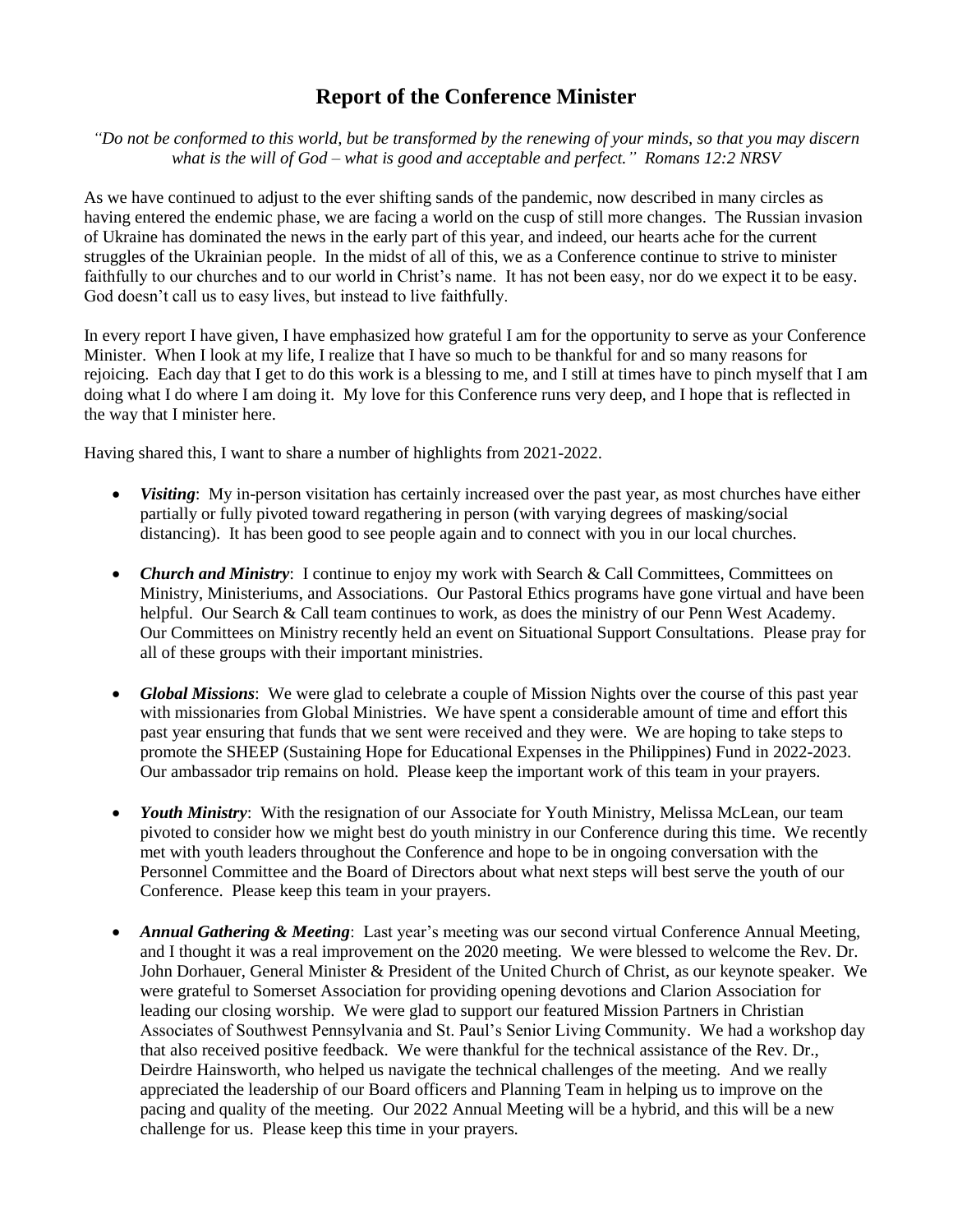# Report of the Conference Minister

*"Do not be conformed to this world, but be transformed by the renewing of your minds, so that you may discern what is the will of God – what is good and acceptable and perfect." Romans 12:2 NRSV*

As we have continued to adjust to the ever shifting sands of the pandemic, now described in many circles as having entered the endemic phase, we are facing a world on the cusp of still more changes. The Russian invasion of Ukraine has dominated the news in the early part of this year, and indeed, our hearts ache for the current struggles of the Ukrainian people. In the midst of all of this, we as a Conference continue to strive to minister faithfully to our churches and to our world in Christ's name. It has not been easy, nor do we expect it to be easy. God doesn't call us to easy lives, but instead to live faithfully.

In every report I have given, I have emphasized how grateful I am for the opportunity to serve as your Conference Minister. When I look at my life, I realize that I have so much to be thankful for and so many reasons for rejoicing. Each day that I get to do this work is a blessing to me, and I still at times have to pinch myself that I am doing what I do where I am doing it. My love for this Conference runs very deep, and I hope that is reflected in the way that I minister here.

Having shared this, I want to share a number of highlights from 2021-2022.

- ***Visiting***: My in-person visitation has certainly increased over the past year, as most churches have either partially or fully pivoted toward regathering in person (with varying degrees of masking/social distancing). It has been good to see people again and to connect with you in our local churches.
- ***Church and Ministry***: I continue to enjoy my work with Search & Call Committees, Committees on Ministry, Ministeriums, and Associations. Our Pastoral Ethics programs have gone virtual and have been helpful. Our Search & Call team continues to work, as does the ministry of our Penn West Academy. Our Committees on Ministry recently held an event on Situational Support Consultations. Please pray for all of these groups with their important ministries.
- ***Global Missions***: We were glad to celebrate a couple of Mission Nights over the course of this past year with missionaries from Global Ministries. We have spent a considerable amount of time and effort this past year ensuring that funds that we sent were received and they were. We are hoping to take steps to promote the SHEEP (Sustaining Hope for Educational Expenses in the Philippines) Fund in 2022-2023. Our ambassador trip remains on hold. Please keep the important work of this team in your prayers.
- ***Youth Ministry***: With the resignation of our Associate for Youth Ministry, Melissa McLean, our team pivoted to consider how we might best do youth ministry in our Conference during this time. We recently met with youth leaders throughout the Conference and hope to be in ongoing conversation with the Personnel Committee and the Board of Directors about what next steps will best serve the youth of our Conference. Please keep this team in your prayers.
- ***Annual Gathering & Meeting***: Last year's meeting was our second virtual Conference Annual Meeting, and I thought it was a real improvement on the 2020 meeting. We were blessed to welcome the Rev. Dr. John Dorhauer, General Minister & President of the United Church of Christ, as our keynote speaker. We were grateful to Somerset Association for providing opening devotions and Clarion Association for leading our closing worship. We were glad to support our featured Mission Partners in Christian Associates of Southwest Pennsylvania and St. Paul's Senior Living Community. We had a workshop day that also received positive feedback. We were thankful for the technical assistance of the Rev. Dr., Deirdre Hainsworth, who helped us navigate the technical challenges of the meeting. And we really appreciated the leadership of our Board officers and Planning Team in helping us to improve on the pacing and quality of the meeting. Our 2022 Annual Meeting will be a hybrid, and this will be a new challenge for us. Please keep this time in your prayers.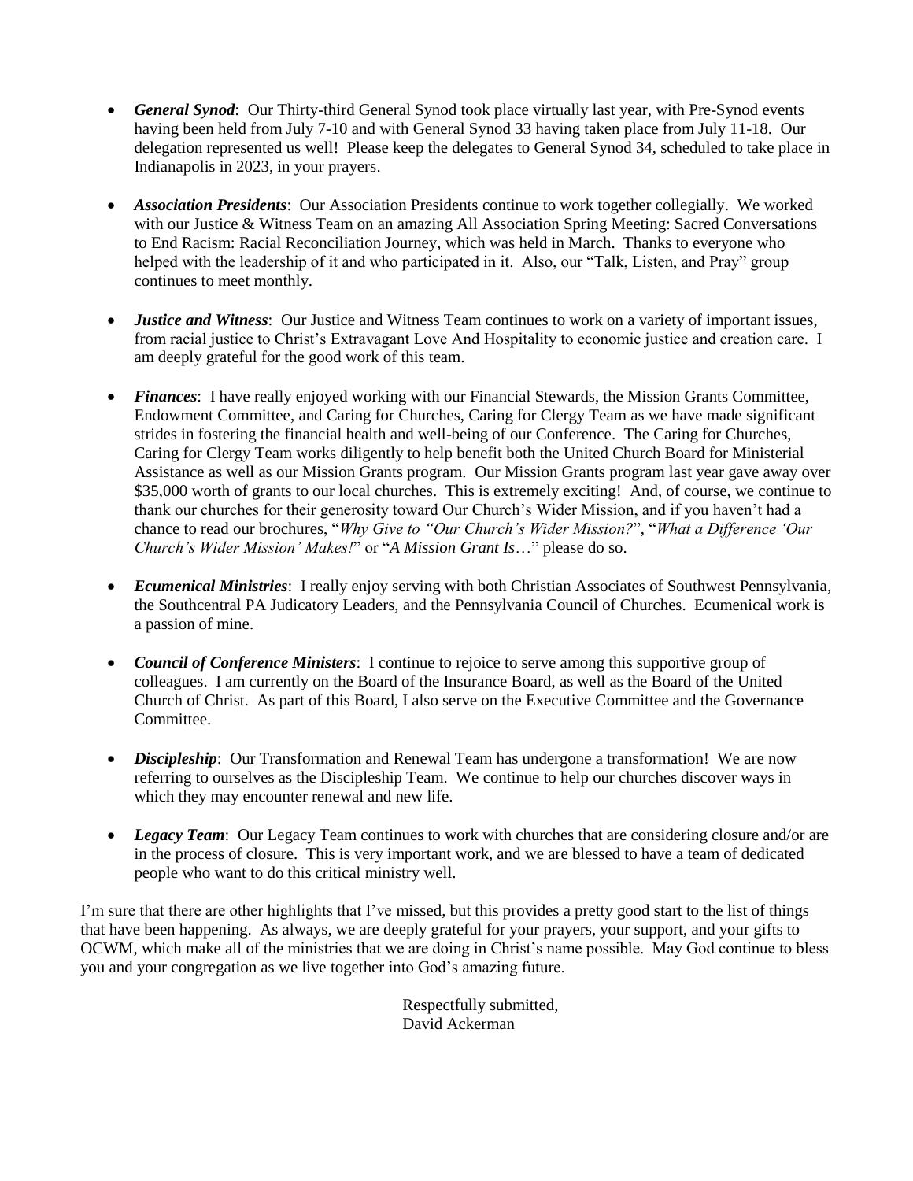- ***General Synod***: Our Thirty-third General Synod took place virtually last year, with Pre-Synod events having been held from July 7-10 and with General Synod 33 having taken place from July 11-18. Our delegation represented us well! Please keep the delegates to General Synod 34, scheduled to take place in Indianapolis in 2023, in your prayers.

- ***Association Presidents***: Our Association Presidents continue to work together collegially. We worked with our Justice & Witness Team on an amazing All Association Spring Meeting: Sacred Conversations to End Racism: Racial Reconciliation Journey, which was held in March. Thanks to everyone who helped with the leadership of it and who participated in it. Also, our "Talk, Listen, and Pray" group continues to meet monthly.

- ***Justice and Witness***: Our Justice and Witness Team continues to work on a variety of important issues, from racial justice to Christ's Extravagant Love And Hospitality to economic justice and creation care. I am deeply grateful for the good work of this team.

- ***Finances***: I have really enjoyed working with our Financial Stewards, the Mission Grants Committee, Endowment Committee, and Caring for Churches, Caring for Clergy Team as we have made significant strides in fostering the financial health and well-being of our Conference. The Caring for Churches, Caring for Clergy Team works diligently to help benefit both the United Church Board for Ministerial Assistance as well as our Mission Grants program. Our Mission Grants program last year gave away over $35,000 worth of grants to our local churches. This is extremely exciting! And, of course, we continue to thank our churches for their generosity toward Our Church's Wider Mission, and if you haven't had a chance to read our brochures, "*Why Give to "Our Church's Wider Mission?*", "*What a Difference 'Our Church's Wider Mission' Makes!*" or "*A Mission Grant Is*…" please do so.

- ***Ecumenical Ministries***: I really enjoy serving with both Christian Associates of Southwest Pennsylvania, the Southcentral PA Judicatory Leaders, and the Pennsylvania Council of Churches. Ecumenical work is a passion of mine.

- ***Council of Conference Ministers***: I continue to rejoice to serve among this supportive group of colleagues. I am currently on the Board of the Insurance Board, as well as the Board of the United Church of Christ. As part of this Board, I also serve on the Executive Committee and the Governance Committee.

- ***Discipleship***: Our Transformation and Renewal Team has undergone a transformation! We are now referring to ourselves as the Discipleship Team. We continue to help our churches discover ways in which they may encounter renewal and new life.

- ***Legacy Team***: Our Legacy Team continues to work with churches that are considering closure and/or are in the process of closure. This is very important work, and we are blessed to have a team of dedicated people who want to do this critical ministry well.

I'm sure that there are other highlights that I've missed, but this provides a pretty good start to the list of things that have been happening. As always, we are deeply grateful for your prayers, your support, and your gifts to OCWM, which make all of the ministries that we are doing in Christ's name possible. May God continue to bless you and your congregation as we live together into God's amazing future.

Respectfully submitted,  
David Ackerman